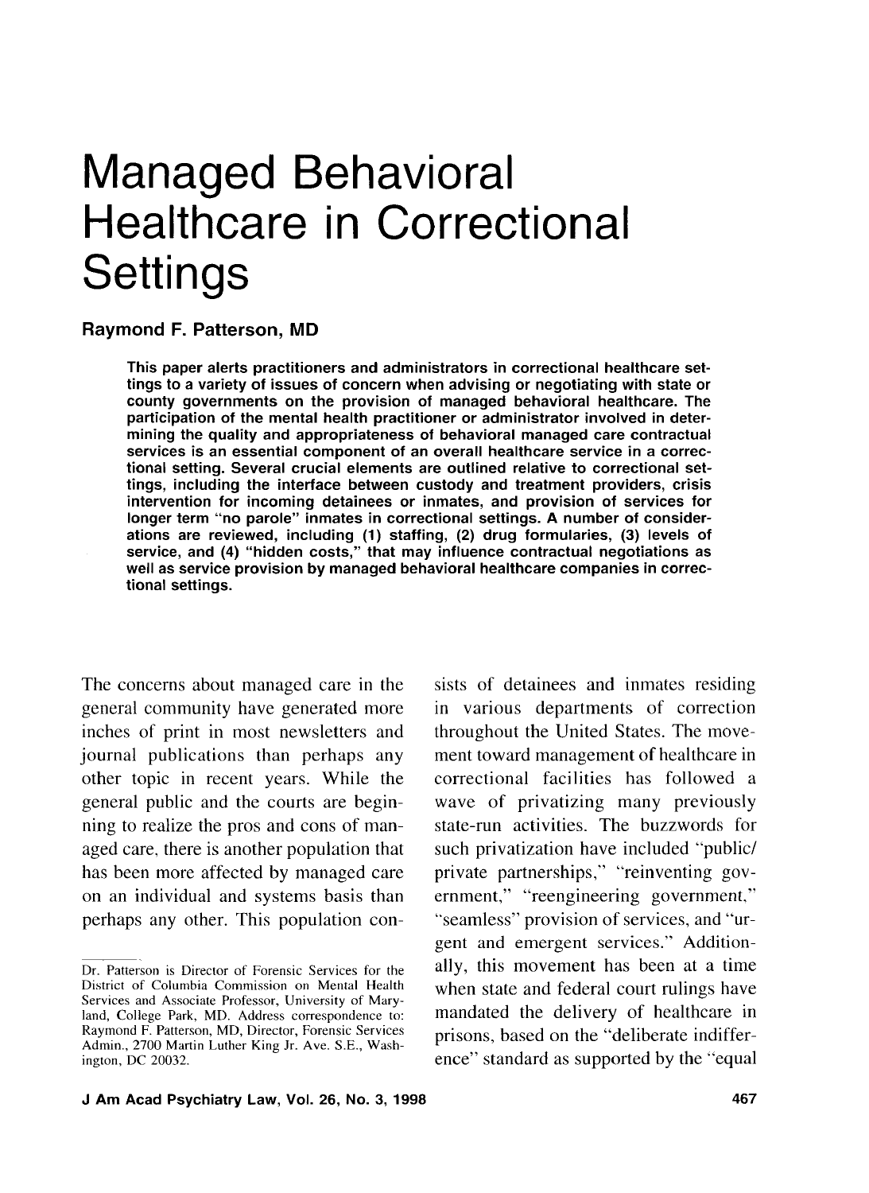# Managed Behavioral Healthcare in Correctional Settings

**Raymond F. Patterson, MD**

**This paper alerts practitioners and administrators in correctional healthcare settings to a variety of issues of concern when advising or negotiating with state or county governments on the provision of managed behavioral healthcare. The participation of the mental health practitioner or administrator involved in determining the quality and appropriateness of behavioral managed care contractual services is an essential component of an overall healthcare service in a correctional setting. Several crucial elements are outlined relative to correctional settings, including the interface between custody and treatment providers, crisis intervention for incoming detainees or inmates, and provision of services for longer term "no parole" inmates in correctional settings. A number of considerations are reviewed, including (1) staffing, (2) drug formularies, (3) levels of service, and (4) "hidden costs," that may influence contractual negotiations as well as service provision by managed behavioral healthcare companies in correctional settings.**

The concerns about managed care in the general community have generated more inches of print in most newsletters and journal publications than perhaps any other topic in recent years. While the general public and the courts are beginning to realize the pros and cons of managed care, there is another population that has been more affected by managed care on an individual and systems basis than perhaps any other. This population consists of detainees and inmates residing in various departments of correction throughout the United States. The movement toward management of healthcare in correctional facilities has followed a wave of privatizing many previously state-run activities. The buzzwords for such privatization have included "public/private partnerships," "reinventing government," "reengineering government," "seamless" provision of services, and "urgent and emergent services." Additionally, this movement has been at a time when state and federal court rulings have mandated the delivery of healthcare in prisons, based on the "deliberate indifference" standard as supported by the "equal

Dr. Patterson is Director of Forensic Services for the District of Columbia Commission on Mental Health Services and Associate Professor, University of Maryland, College Park, MD. Address correspondence to: Raymond F. Patterson, MD, Director, Forensic Services Admin., 2700 Martin Luther King Jr. Ave. S.E., Washington, DC 20032.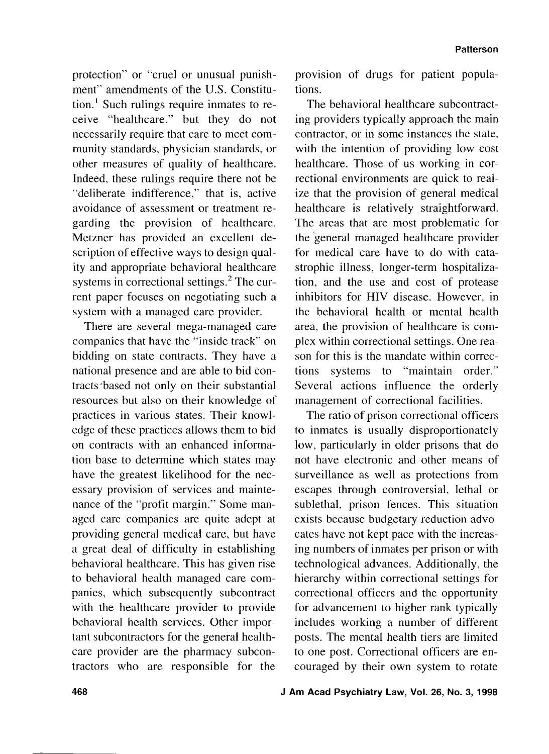protection" or "cruel or unusual punishment" amendments of the U.S. Constitution.[1] Such rulings require inmates to receive "healthcare," but they do not necessarily require that care to meet community standards, physician standards, or other measures of quality of healthcare. Indeed, these rulings require there not be "deliberate indifference," that is, active avoidance of assessment or treatment regarding the provision of healthcare. Metzner has provided an excellent description of effective ways to design quality and appropriate behavioral healthcare systems in correctional settings.[2] The current paper focuses on negotiating such a system with a managed care provider.

There are several mega-managed care companies that have the "inside track" on bidding on state contracts. They have a national presence and are able to bid contracts based not only on their substantial resources but also on their knowledge of practices in various states. Their knowledge of these practices allows them to bid on contracts with an enhanced information base to determine which states may have the greatest likelihood for the necessary provision of services and maintenance of the "profit margin." Some managed care companies are quite adept at providing general medical care, but have a great deal of difficulty in establishing behavioral healthcare. This has given rise to behavioral health managed care companies, which subsequently subcontract with the healthcare provider to provide behavioral health services. Other important subcontractors for the general healthcare provider are the pharmacy subcontractors who are responsible for the provision of drugs for patient populations.

The behavioral healthcare subcontracting providers typically approach the main contractor, or in some instances the state, with the intention of providing low cost healthcare. Those of us working in correctional environments are quick to realize that the provision of general medical healthcare is relatively straightforward. The areas that are most problematic for the general managed healthcare provider for medical care have to do with catastrophic illness, longer-term hospitalization, and the use and cost of protease inhibitors for HIV disease. However, in the behavioral health or mental health area, the provision of healthcare is complex within correctional settings. One reason for this is the mandate within corrections systems to "maintain order." Several actions influence the orderly management of correctional facilities.

The ratio of prison correctional officers to inmates is usually disproportionately low, particularly in older prisons that do not have electronic and other means of surveillance as well as protections from escapes through controversial, lethal or sublethal, prison fences. This situation exists because budgetary reduction advocates have not kept pace with the increasing numbers of inmates per prison or with technological advances. Additionally, the hierarchy within correctional settings for correctional officers and the opportunity for advancement to higher rank typically includes working a number of different posts. The mental health tiers are limited to one post. Correctional officers are encouraged by their own system to rotate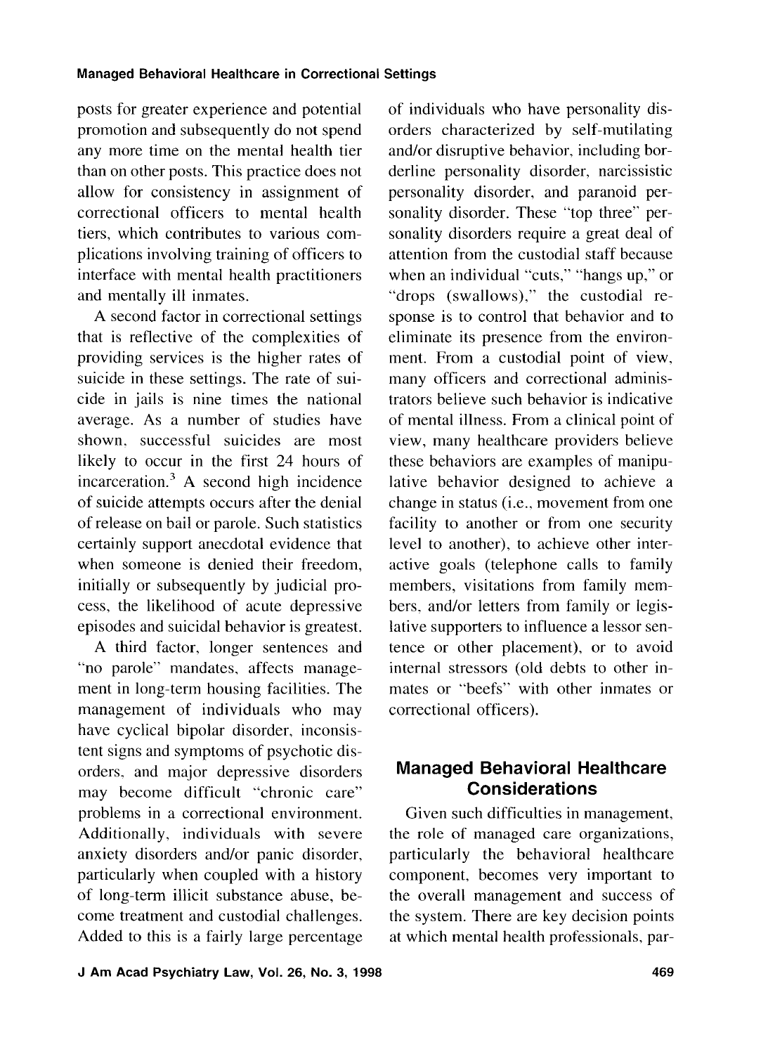posts for greater experience and potential promotion and subsequently do not spend any more time on the mental health tier than on other posts. This practice does not allow for consistency in assignment of correctional officers to mental health tiers, which contributes to various complications involving training of officers to interface with mental health practitioners and mentally ill inmates.

A second factor in correctional settings that is reflective of the complexities of providing services is the higher rates of suicide in these settings. The rate of suicide in jails is nine times the national average. As a number of studies have shown, successful suicides are most likely to occur in the first 24 hours of incarceration.[3] A second high incidence of suicide attempts occurs after the denial of release on bail or parole. Such statistics certainly support anecdotal evidence that when someone is denied their freedom, initially or subsequently by judicial process, the likelihood of acute depressive episodes and suicidal behavior is greatest.

A third factor, longer sentences and "no parole" mandates, affects management in long-term housing facilities. The management of individuals who may have cyclical bipolar disorder, inconsistent signs and symptoms of psychotic disorders, and major depressive disorders may become difficult "chronic care" problems in a correctional environment. Additionally, individuals with severe anxiety disorders and/or panic disorder, particularly when coupled with a history of long-term illicit substance abuse, become treatment and custodial challenges. Added to this is a fairly large percentage of individuals who have personality disorders characterized by self-mutilating and/or disruptive behavior, including borderline personality disorder, narcissistic personality disorder, and paranoid personality disorder. These "top three" personality disorders require a great deal of attention from the custodial staff because when an individual "cuts," "hangs up," or "drops (swallows)," the custodial response is to control that behavior and to eliminate its presence from the environment. From a custodial point of view, many officers and correctional administrators believe such behavior is indicative of mental illness. From a clinical point of view, many healthcare providers believe these behaviors are examples of manipulative behavior designed to achieve a change in status (i.e., movement from one facility to another or from one security level to another), to achieve other interactive goals (telephone calls to family members, visitations from family members, and/or letters from family or legislative supporters to influence a lessor sentence or other placement), or to avoid internal stressors (old debts to other inmates or "beefs" with other inmates or correctional officers).

## Managed Behavioral Healthcare Considerations

Given such difficulties in management, the role of managed care organizations, particularly the behavioral healthcare component, becomes very important to the overall management and success of the system. There are key decision points at which mental health professionals, par-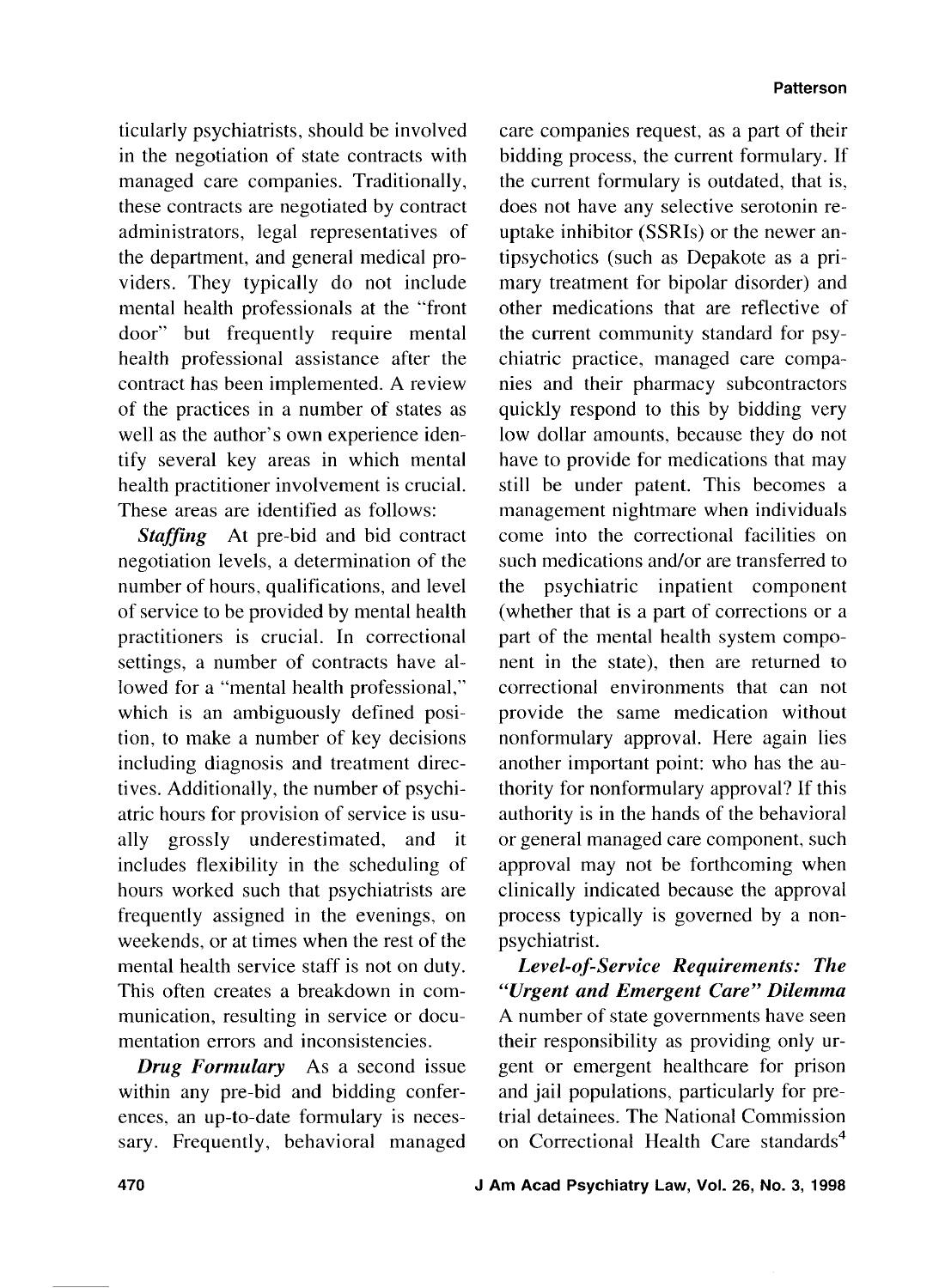ticularly psychiatrists, should be involved in the negotiation of state contracts with managed care companies. Traditionally, these contracts are negotiated by contract administrators, legal representatives of the department, and general medical providers. They typically do not include mental health professionals at the "front door" but frequently require mental health professional assistance after the contract has been implemented. A review of the practices in a number of states as well as the author's own experience identify several key areas in which mental health practitioner involvement is crucial. These areas are identified as follows:

***Staffing*** At pre-bid and bid contract negotiation levels, a determination of the number of hours, qualifications, and level of service to be provided by mental health practitioners is crucial. In correctional settings, a number of contracts have allowed for a "mental health professional," which is an ambiguously defined position, to make a number of key decisions including diagnosis and treatment directives. Additionally, the number of psychiatric hours for provision of service is usually grossly underestimated, and it includes flexibility in the scheduling of hours worked such that psychiatrists are frequently assigned in the evenings, on weekends, or at times when the rest of the mental health service staff is not on duty. This often creates a breakdown in communication, resulting in service or documentation errors and inconsistencies.

***Drug Formulary*** As a second issue within any pre-bid and bidding conferences, an up-to-date formulary is necessary. Frequently, behavioral managed care companies request, as a part of their bidding process, the current formulary. If the current formulary is outdated, that is, does not have any selective serotonin reuptake inhibitor (SSRIs) or the newer antipsychotics (such as Depakote as a primary treatment for bipolar disorder) and other medications that are reflective of the current community standard for psychiatric practice, managed care companies and their pharmacy subcontractors quickly respond to this by bidding very low dollar amounts, because they do not have to provide for medications that may still be under patent. This becomes a management nightmare when individuals come into the correctional facilities on such medications and/or are transferred to the psychiatric inpatient component (whether that is a part of corrections or a part of the mental health system component in the state), then are returned to correctional environments that can not provide the same medication without nonformulary approval. Here again lies another important point: who has the authority for nonformulary approval? If this authority is in the hands of the behavioral or general managed care component, such approval may not be forthcoming when clinically indicated because the approval process typically is governed by a nonpsychiatrist.

***Level-of-Service Requirements: The "Urgent and Emergent Care" Dilemma*** A number of state governments have seen their responsibility as providing only urgent or emergent healthcare for prison and jail populations, particularly for pretrial detainees. The National Commission on Correctional Health Care standards[4]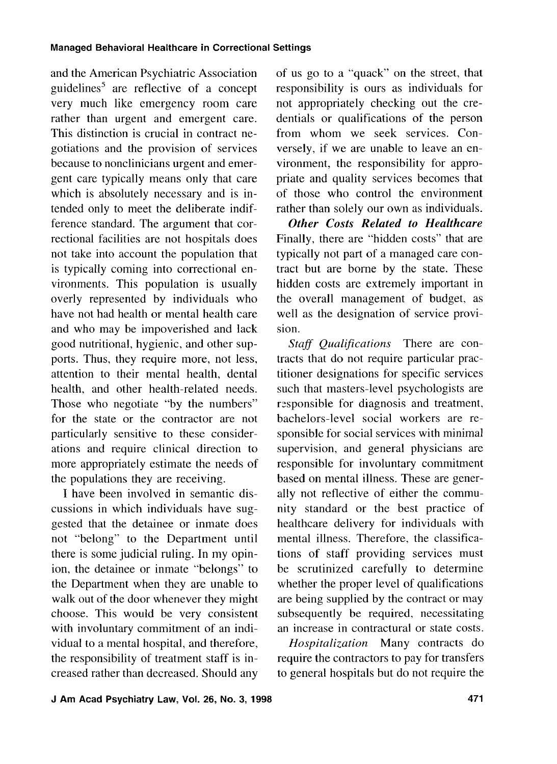and the American Psychiatric Association guidelines[5] are reflective of a concept very much like emergency room care rather than urgent and emergent care. This distinction is crucial in contract negotiations and the provision of services because to nonclinicians urgent and emergent care typically means only that care which is absolutely necessary and is intended only to meet the deliberate indifference standard. The argument that correctional facilities are not hospitals does not take into account the population that is typically coming into correctional environments. This population is usually overly represented by individuals who have not had health or mental health care and who may be impoverished and lack good nutritional, hygienic, and other supports. Thus, they require more, not less, attention to their mental health, dental health, and other health-related needs. Those who negotiate "by the numbers" for the state or the contractor are not particularly sensitive to these considerations and require clinical direction to more appropriately estimate the needs of the populations they are receiving.

I have been involved in semantic discussions in which individuals have suggested that the detainee or inmate does not "belong" to the Department until there is some judicial ruling. In my opinion, the detainee or inmate "belongs" to the Department when they are unable to walk out of the door whenever they might choose. This would be very consistent with involuntary commitment of an individual to a mental hospital, and therefore, the responsibility of treatment staff is increased rather than decreased. Should any of us go to a "quack" on the street, that responsibility is ours as individuals for not appropriately checking out the credentials or qualifications of the person from whom we seek services. Conversely, if we are unable to leave an environment, the responsibility for appropriate and quality services becomes that of those who control the environment rather than solely our own as individuals.

***Other Costs Related to Healthcare*** Finally, there are "hidden costs" that are typically not part of a managed care contract but are borne by the state. These hidden costs are extremely important in the overall management of budget, as well as the designation of service provision.

*Staff Qualifications* There are contracts that do not require particular practitioner designations for specific services such that masters-level psychologists are responsible for diagnosis and treatment, bachelors-level social workers are responsible for social services with minimal supervision, and general physicians are responsible for involuntary commitment based on mental illness. These are generally not reflective of either the community standard or the best practice of healthcare delivery for individuals with mental illness. Therefore, the classifications of staff providing services must be scrutinized carefully to determine whether the proper level of qualifications are being supplied by the contract or may subsequently be required, necessitating an increase in contractural or state costs.

*Hospitalization* Many contracts do require the contractors to pay for transfers to general hospitals but do not require the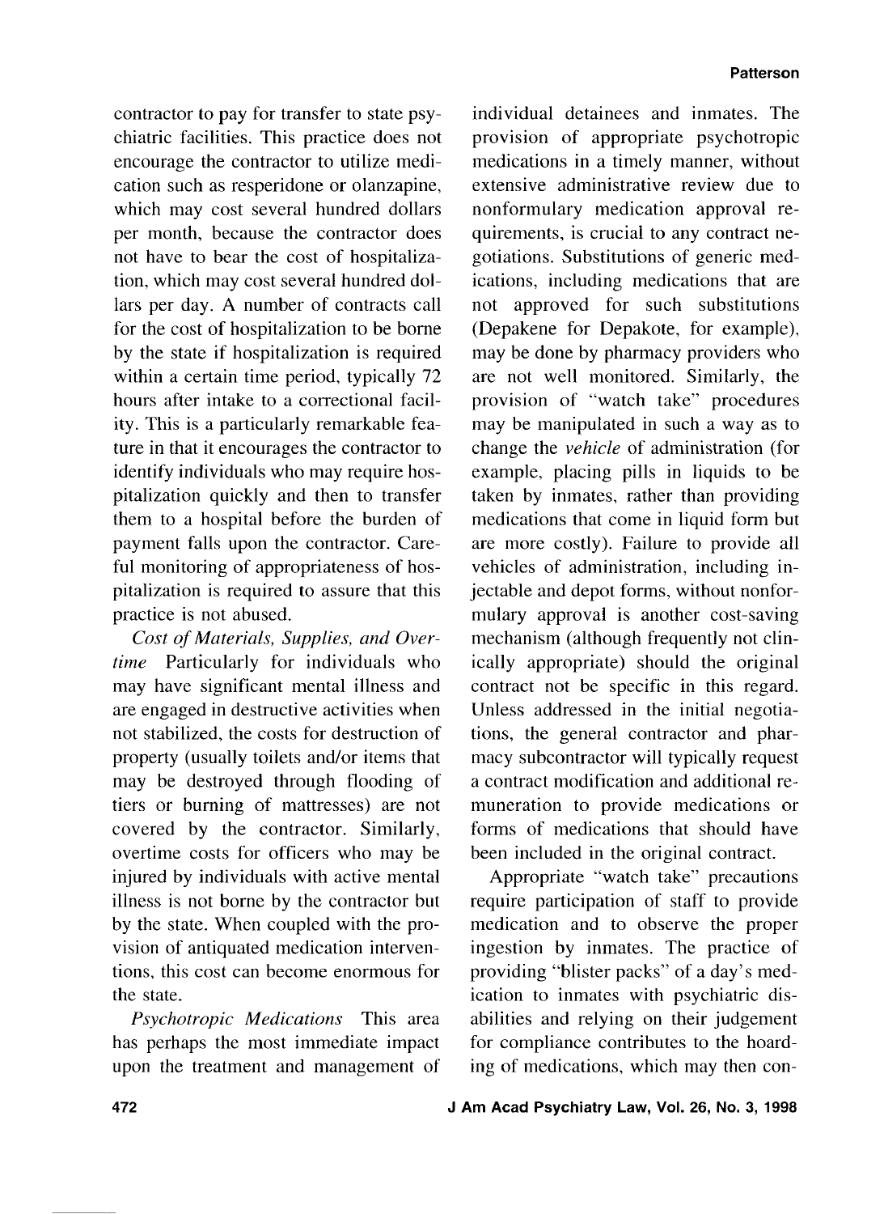contractor to pay for transfer to state psychiatric facilities. This practice does not encourage the contractor to utilize medication such as resperidone or olanzapine, which may cost several hundred dollars per month, because the contractor does not have to bear the cost of hospitalization, which may cost several hundred dollars per day. A number of contracts call for the cost of hospitalization to be borne by the state if hospitalization is required within a certain time period, typically 72 hours after intake to a correctional facility. This is a particularly remarkable feature in that it encourages the contractor to identify individuals who may require hospitalization quickly and then to transfer them to a hospital before the burden of payment falls upon the contractor. Careful monitoring of appropriateness of hospitalization is required to assure that this practice is not abused.

*Cost of Materials, Supplies, and Overtime* Particularly for individuals who may have significant mental illness and are engaged in destructive activities when not stabilized, the costs for destruction of property (usually toilets and/or items that may be destroyed through flooding of tiers or burning of mattresses) are not covered by the contractor. Similarly, overtime costs for officers who may be injured by individuals with active mental illness is not borne by the contractor but by the state. When coupled with the provision of antiquated medication interventions, this cost can become enormous for the state.

*Psychotropic Medications* This area has perhaps the most immediate impact upon the treatment and management of individual detainees and inmates. The provision of appropriate psychotropic medications in a timely manner, without extensive administrative review due to nonformulary medication approval requirements, is crucial to any contract negotiations. Substitutions of generic medications, including medications that are not approved for such substitutions (Depakene for Depakote, for example), may be done by pharmacy providers who are not well monitored. Similarly, the provision of "watch take" procedures may be manipulated in such a way as to change the *vehicle* of administration (for example, placing pills in liquids to be taken by inmates, rather than providing medications that come in liquid form but are more costly). Failure to provide all vehicles of administration, including injectable and depot forms, without nonformulary approval is another cost-saving mechanism (although frequently not clinically appropriate) should the original contract not be specific in this regard. Unless addressed in the initial negotiations, the general contractor and pharmacy subcontractor will typically request a contract modification and additional remuneration to provide medications or forms of medications that should have been included in the original contract.

Appropriate "watch take" precautions require participation of staff to provide medication and to observe the proper ingestion by inmates. The practice of providing "blister packs" of a day's medication to inmates with psychiatric disabilities and relying on their judgement for compliance contributes to the hoarding of medications, which may then con-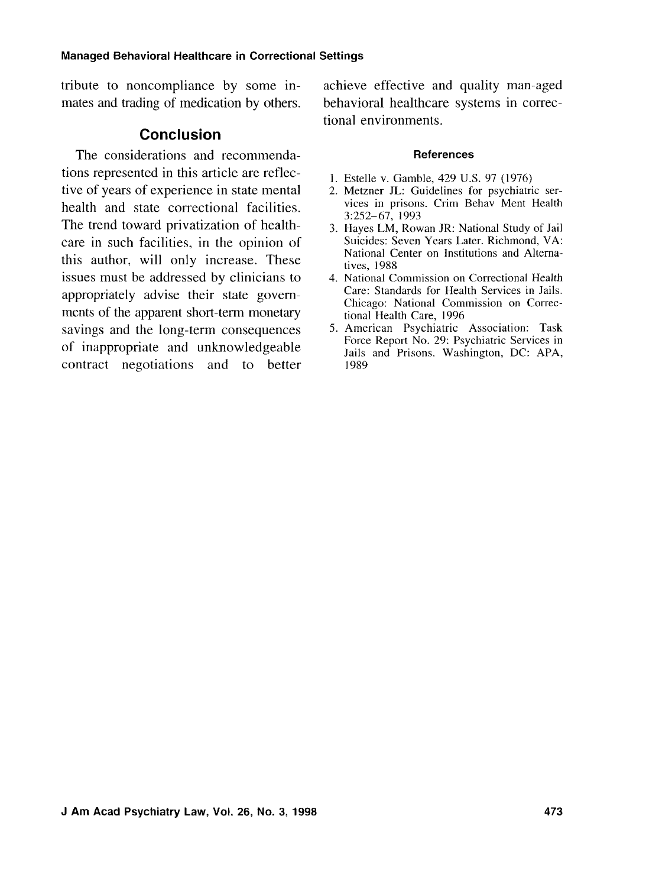tribute to noncompliance by some inmates and trading of medication by others.

## Conclusion

The considerations and recommendations represented in this article are reflective of years of experience in state mental health and state correctional facilities. The trend toward privatization of healthcare in such facilities, in the opinion of this author, will only increase. These issues must be addressed by clinicians to appropriately advise their state governments of the apparent short-term monetary savings and the long-term consequences of inappropriate and unknowledgeable contract negotiations and to better achieve effective and quality man-aged behavioral healthcare systems in correctional environments.

### References

1. Estelle v. Gamble, 429 U.S. 97 (1976)
2. Metzner JL: Guidelines for psychiatric services in prisons. Crim Behav Ment Health 3:252–67, 1993
3. Hayes LM, Rowan JR: National Study of Jail Suicides: Seven Years Later. Richmond, VA: National Center on Institutions and Alternatives, 1988
4. National Commission on Correctional Health Care: Standards for Health Services in Jails. Chicago: National Commission on Correctional Health Care, 1996
5. American Psychiatric Association: Task Force Report No. 29: Psychiatric Services in Jails and Prisons. Washington, DC: APA, 1989